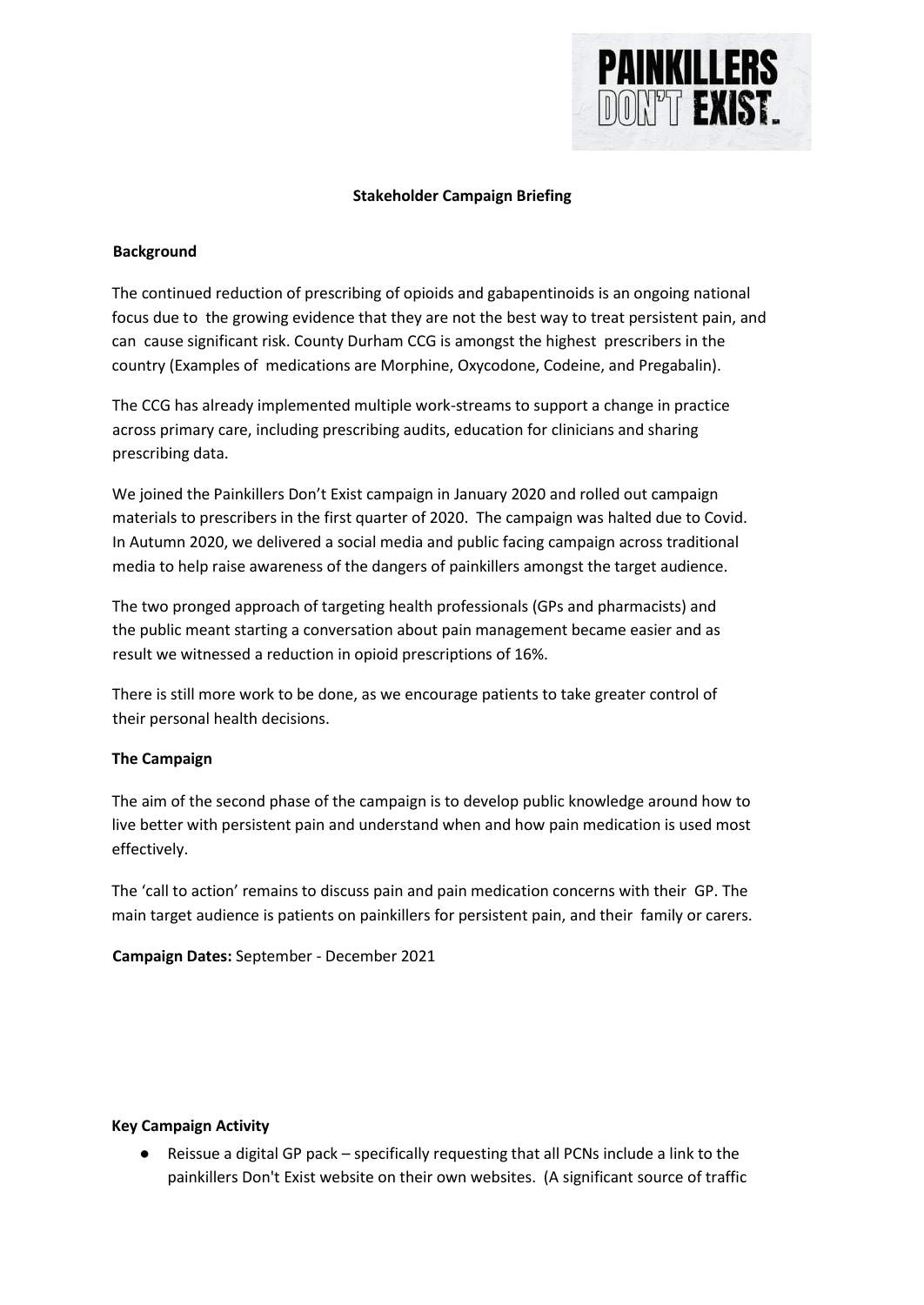PAINKILLERS DON'T EXIST.

**Stakeholder Campaign Briefing**

**Background**

The continued reduction of prescribing of opioids and gabapentinoids is an ongoing national focus due to the growing evidence that they are not the best way to treat persistent pain, and can cause significant risk. County Durham CCG is amongst the highest prescribers in the country (Examples of medications are Morphine, Oxycodone, Codeine, and Pregabalin).

The CCG has already implemented multiple work-streams to support a change in practice across primary care, including prescribing audits, education for clinicians and sharing prescribing data.

We joined the Painkillers Don't Exist campaign in January 2020 and rolled out campaign materials to prescribers in the first quarter of 2020. The campaign was halted due to Covid. In Autumn 2020, we delivered a social media and public facing campaign across traditional media to help raise awareness of the dangers of painkillers amongst the target audience.

The two pronged approach of targeting health professionals (GPs and pharmacists) and the public meant starting a conversation about pain management became easier and as result we witnessed a reduction in opioid prescriptions of 16%.

There is still more work to be done, as we encourage patients to take greater control of their personal health decisions.

**The Campaign**

The aim of the second phase of the campaign is to develop public knowledge around how to live better with persistent pain and understand when and how pain medication is used most effectively.

The 'call to action' remains to discuss pain and pain medication concerns with their GP. The main target audience is patients on painkillers for persistent pain, and their family or carers.

**Campaign Dates:** September - December 2021

**Key Campaign Activity**

- Reissue a digital GP pack – specifically requesting that all PCNs include a link to the painkillers Don't Exist website on their own websites. (A significant source of traffic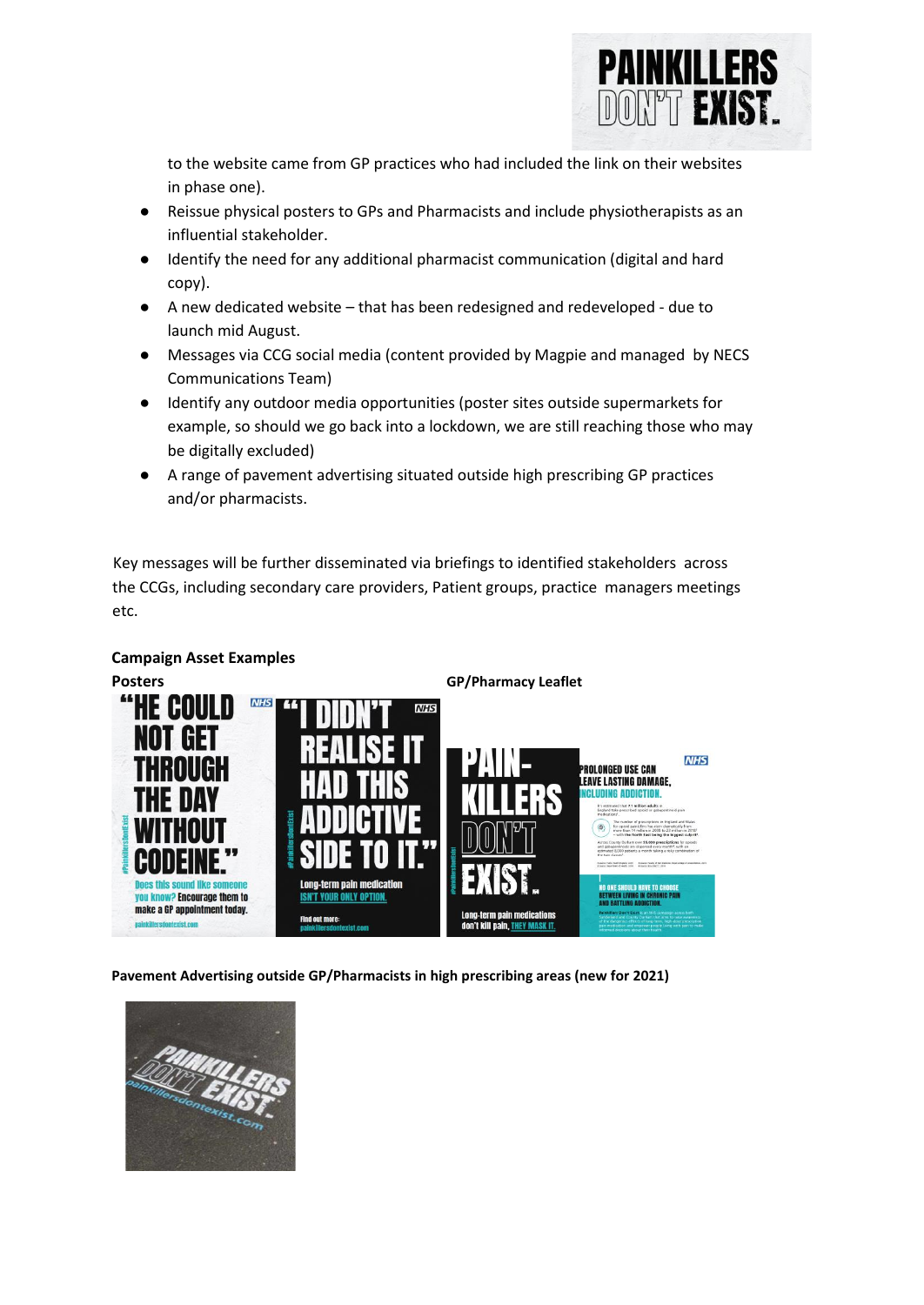to the website came from GP practices who had included the link on their websites in phase one).

- Reissue physical posters to GPs and Pharmacists and include physiotherapists as an influential stakeholder.
- Identify the need for any additional pharmacist communication (digital and hard copy).
- A new dedicated website – that has been redesigned and redeveloped - due to launch mid August.
- Messages via CCG social media (content provided by Magpie and managed by NECS Communications Team)
- Identify any outdoor media opportunities (poster sites outside supermarkets for example, so should we go back into a lockdown, we are still reaching those who may be digitally excluded)
- A range of pavement advertising situated outside high prescribing GP practices and/or pharmacists.

Key messages will be further disseminated via briefings to identified stakeholders across the CCGs, including secondary care providers, Patient groups, practice managers meetings etc.

**Campaign Asset Examples**

**Posters**

**GP/Pharmacy Leaflet**

**Pavement Advertising outside GP/Pharmacists in high prescribing areas (new for 2021)**